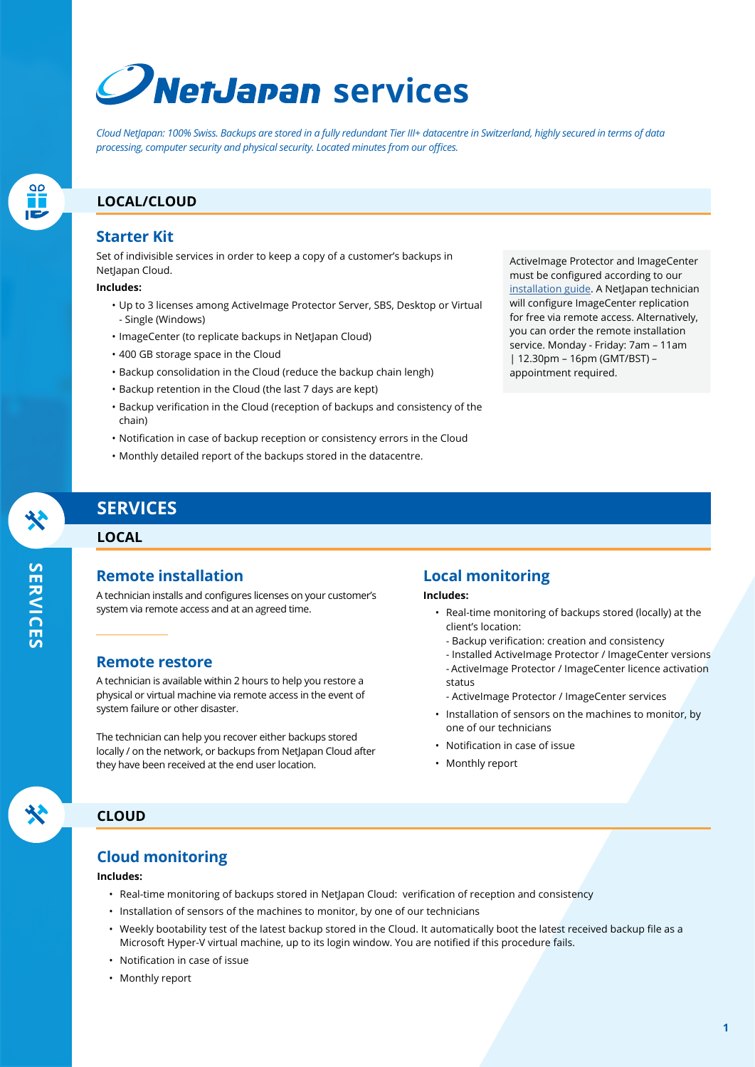# NetJapan services

*Cloud NetJapan: 100% Swiss. Backups are stored in a fully redundant Tier III+ datacentre in Switzerland, highly secured in terms of data processing, computer security and physical security. Located minutes from our offices.*

## LOCAL/CLOUD

### Starter Kit

Set of indivisible services in order to keep a copy of a customer's backups in NetJapan Cloud.

**Includes:**

- Up to 3 licenses among ActiveImage Protector Server, SBS, Desktop or Virtual - Single (Windows)
- ImageCenter (to replicate backups in NetJapan Cloud)
- 400 GB storage space in the Cloud
- Backup consolidation in the Cloud (reduce the backup chain lengh)
- Backup retention in the Cloud (the last 7 days are kept)
- Backup verification in the Cloud (reception of backups and consistency of the chain)
- Notification in case of backup reception or consistency errors in the Cloud
- Monthly detailed report of the backups stored in the datacentre.

ActiveImage Protector and ImageCenter must be configured according to our installation guide. A NetJapan technician will configure ImageCenter replication for free via remote access. Alternatively, you can order the remote installation service. Monday - Friday: 7am – 11am | 12.30pm – 16pm (GMT/BST) – appointment required.

## SERVICES

## LOCAL

### Remote installation

A technician installs and configures licenses on your customer's system via remote access and at an agreed time.

### Remote restore

A technician is available within 2 hours to help you restore a physical or virtual machine via remote access in the event of system failure or other disaster.

The technician can help you recover either backups stored locally / on the network, or backups from NetJapan Cloud after they have been received at the end user location.

### Local monitoring

**Includes:**

- Real-time monitoring of backups stored (locally) at the client's location:
  - Backup verification: creation and consistency
  - Installed ActiveImage Protector / ImageCenter versions
  - ActiveImage Protector / ImageCenter licence activation status
  - ActiveImage Protector / ImageCenter services
- Installation of sensors on the machines to monitor, by one of our technicians
- Notification in case of issue
- Monthly report

## CLOUD

### Cloud monitoring

**Includes:**

- Real-time monitoring of backups stored in NetJapan Cloud: verification of reception and consistency
- Installation of sensors of the machines to monitor, by one of our technicians
- Weekly bootability test of the latest backup stored in the Cloud. It automatically boot the latest received backup file as a Microsoft Hyper-V virtual machine, up to its login window. You are notified if this procedure fails.
- Notification in case of issue
- Monthly report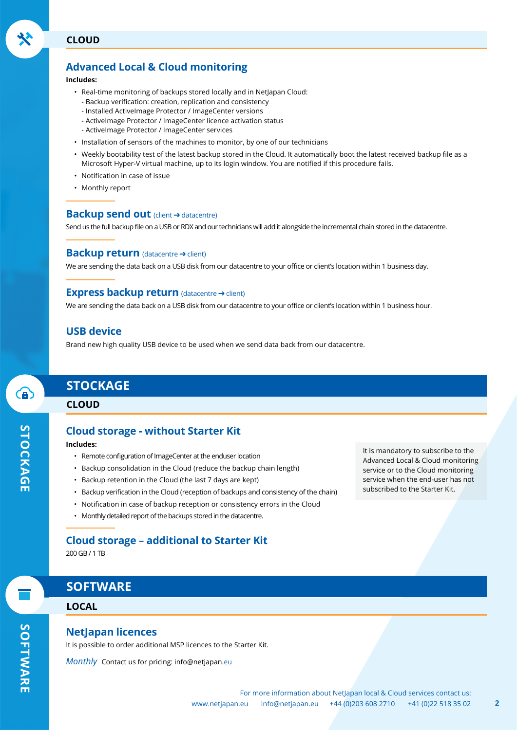## CLOUD

### Advanced Local & Cloud monitoring

**Includes:**

- Real-time monitoring of backups stored locally and in NetJapan Cloud:
  - Backup verification: creation, replication and consistency
  - Installed ActiveImage Protector / ImageCenter versions
  - ActiveImage Protector / ImageCenter licence activation status
  - ActiveImage Protector / ImageCenter services
- Installation of sensors of the machines to monitor, by one of our technicians
- Weekly bootability test of the latest backup stored in the Cloud. It automatically boot the latest received backup file as a Microsoft Hyper-V virtual machine, up to its login window. You are notified if this procedure fails.
- Notification in case of issue
- Monthly report

### Backup send out (client ➔ datacentre)

Send us the full backup file on a USB or RDX and our technicians will add it alongside the incremental chain stored in the datacentre.

### Backup return (datacentre ➔ client)

We are sending the data back on a USB disk from our datacentre to your office or client's location within 1 business day.

### Express backup return (datacentre ➔ client)

We are sending the data back on a USB disk from our datacentre to your office or client's location within 1 business hour.

### USB device

Brand new high quality USB device to be used when we send data back from our datacentre.

# STOCKAGE

## CLOUD

### Cloud storage - without Starter Kit

**Includes:**

- Remote configuration of ImageCenter at the enduser location
- Backup consolidation in the Cloud (reduce the backup chain length)
- Backup retention in the Cloud (the last 7 days are kept)
- Backup verification in the Cloud (reception of backups and consistency of the chain)
- Notification in case of backup reception or consistency errors in the Cloud
- Monthly detailed report of the backups stored in the datacentre.

It is mandatory to subscribe to the Advanced Local & Cloud monitoring service or to the Cloud monitoring service when the end-user has not subscribed to the Starter Kit.

### Cloud storage – additional to Starter Kit

200 GB / 1 TB

# SOFTWARE

## LOCAL

### NetJapan licences

It is possible to order additional MSP licences to the Starter Kit.

*Monthly* Contact us for pricing: info@netjapan.eu

For more information about NetJapan local & Cloud services contact us:
www.netjapan.eu info@netjapan.eu +44 (0)203 608 2710 +41 (0)22 518 35 02